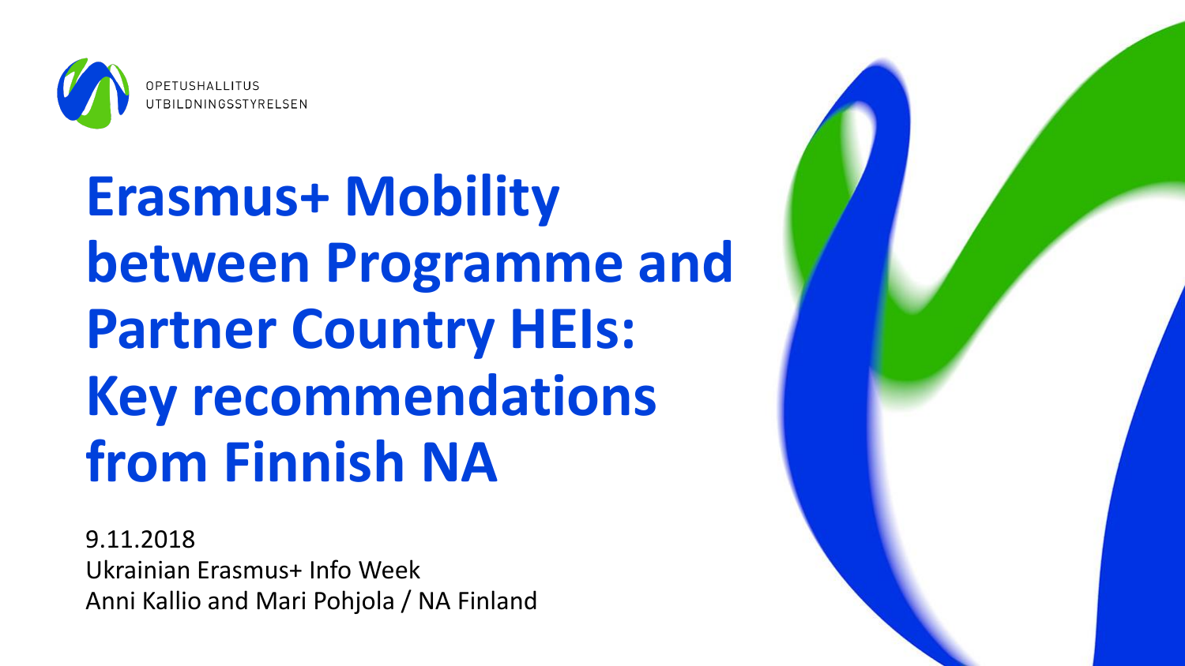OPETUSHALLITUS
UTBILDNINGSSTYRELSEN

# Erasmus+ Mobility between Programme and Partner Country HEIs: Key recommendations from Finnish NA

9.11.2018
Ukrainian Erasmus+ Info Week
Anni Kallio and Mari Pohjola / NA Finland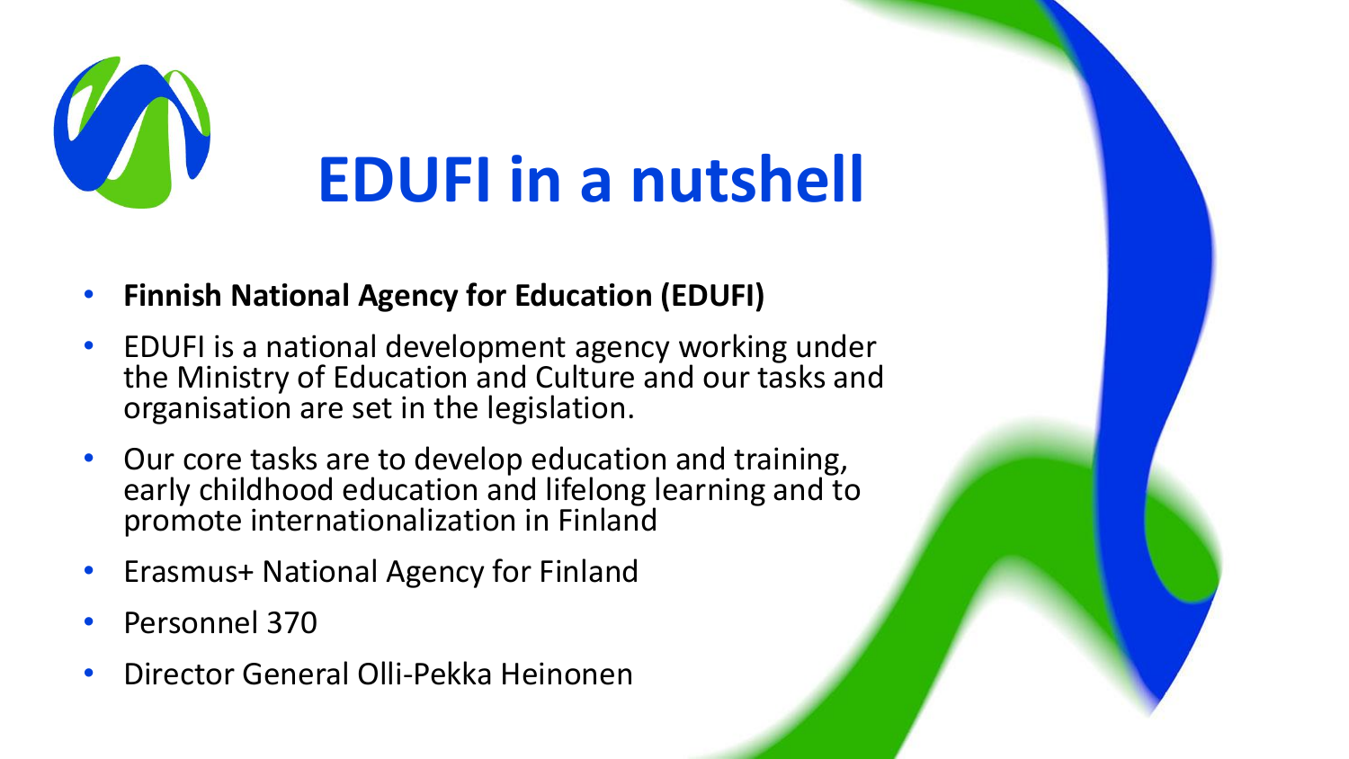# EDUFI in a nutshell

- **Finnish National Agency for Education (EDUFI)**
- EDUFI is a national development agency working under the Ministry of Education and Culture and our tasks and organisation are set in the legislation.
- Our core tasks are to develop education and training, early childhood education and lifelong learning and to promote internationalization in Finland
- Erasmus+ National Agency for Finland
- Personnel 370
- Director General Olli-Pekka Heinonen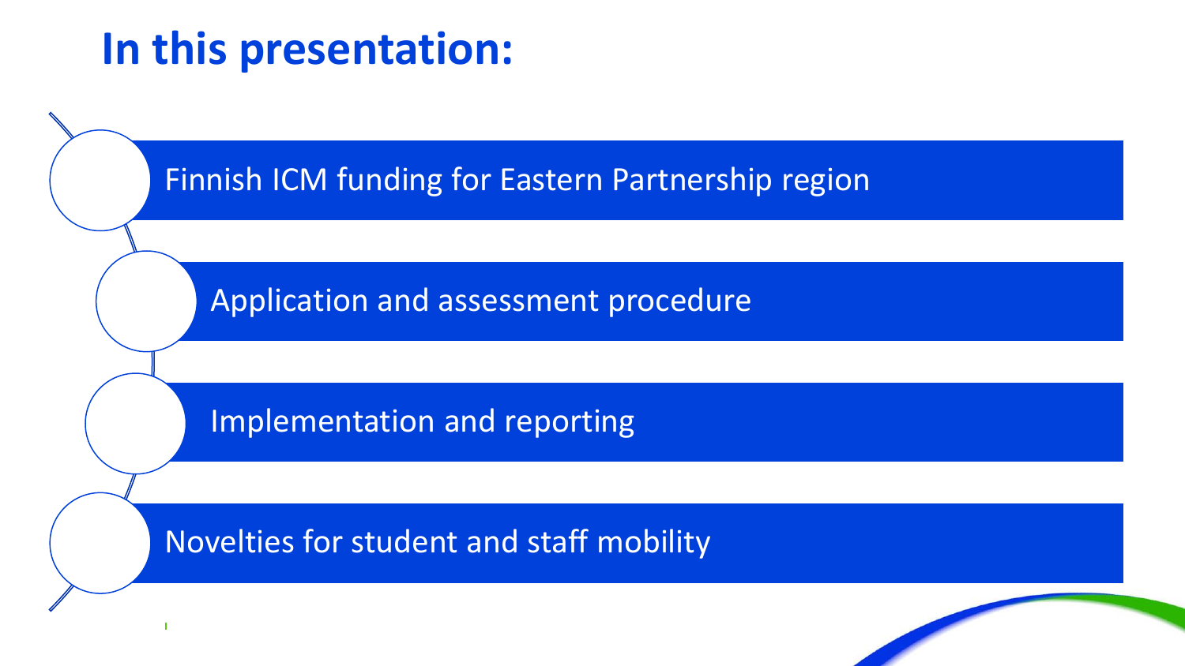# In this presentation:

- Finnish ICM funding for Eastern Partnership region
- Application and assessment procedure
- Implementation and reporting
- Novelties for student and staff mobility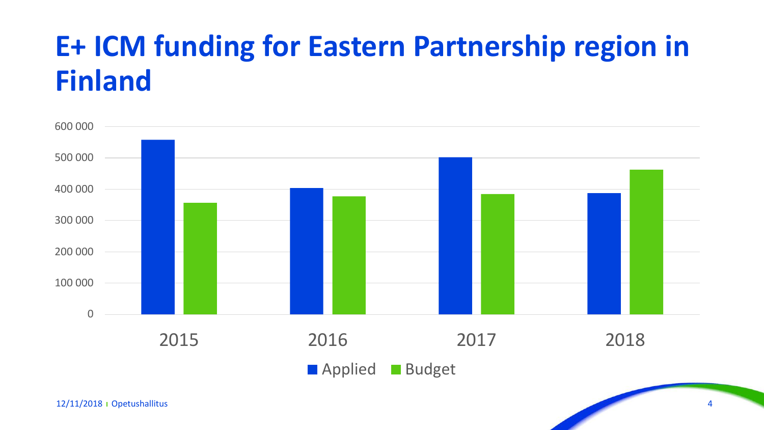# E+ ICM funding for Eastern Partnership region in Finland

600 000
500 000
400 000
300 000
200 000
100 000
0

2015 2016 2017 2018

Applied Budget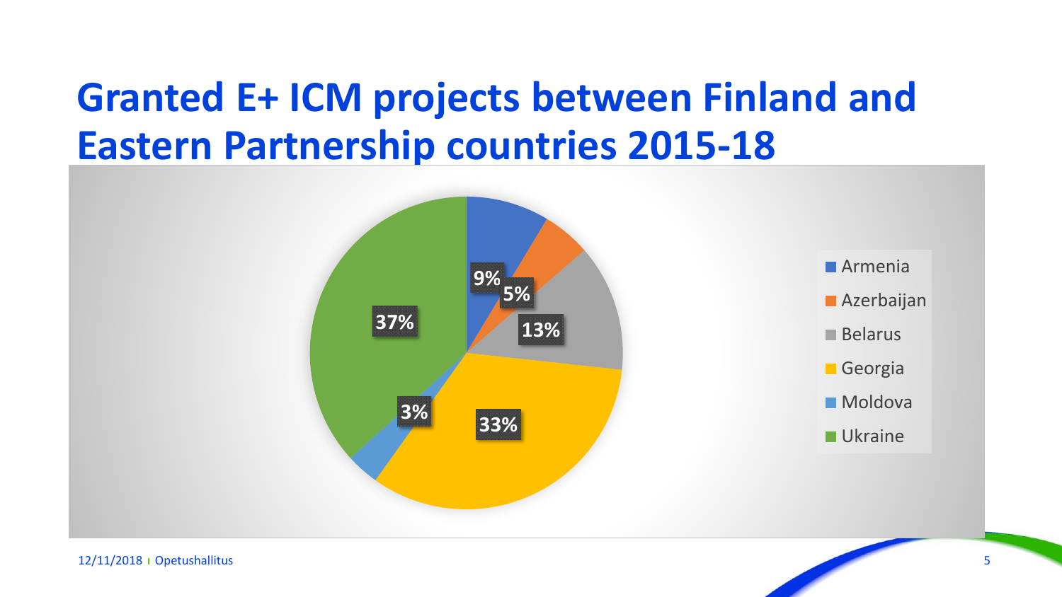# Granted E+ ICM projects between Finland and Eastern Partnership countries 2015-18

| Country | Share |
| --- | --- |
| Armenia | 9% |
| Azerbaijan | 5% |
| Belarus | 13% |
| Georgia | 33% |
| Moldova | 3% |
| Ukraine | 37% |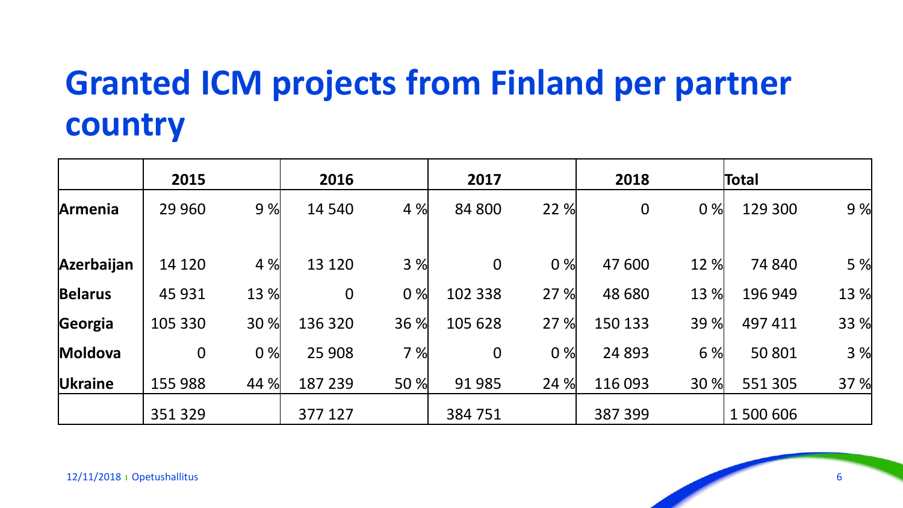# Granted ICM projects from Finland per partner country

| | 2015 | | 2016 | | 2017 | | 2018 | | Total | |
|---|---|---|---|---|---|---|---|---|---|---|
| **Armenia** | 29 960 | 9 % | 14 540 | 4 % | 84 800 | 22 % | 0 | 0 % | 129 300 | 9 % |
| **Azerbaijan** | 14 120 | 4 % | 13 120 | 3 % | 0 | 0 % | 47 600 | 12 % | 74 840 | 5 % |
| **Belarus** | 45 931 | 13 % | 0 | 0 % | 102 338 | 27 % | 48 680 | 13 % | 196 949 | 13 % |
| **Georgia** | 105 330 | 30 % | 136 320 | 36 % | 105 628 | 27 % | 150 133 | 39 % | 497 411 | 33 % |
| **Moldova** | 0 | 0 % | 25 908 | 7 % | 0 | 0 % | 24 893 | 6 % | 50 801 | 3 % |
| **Ukraine** | 155 988 | 44 % | 187 239 | 50 % | 91 985 | 24 % | 116 093 | 30 % | 551 305 | 37 % |
| | 351 329 | | 377 127 | | 384 751 | | 387 399 | | 1 500 606 | |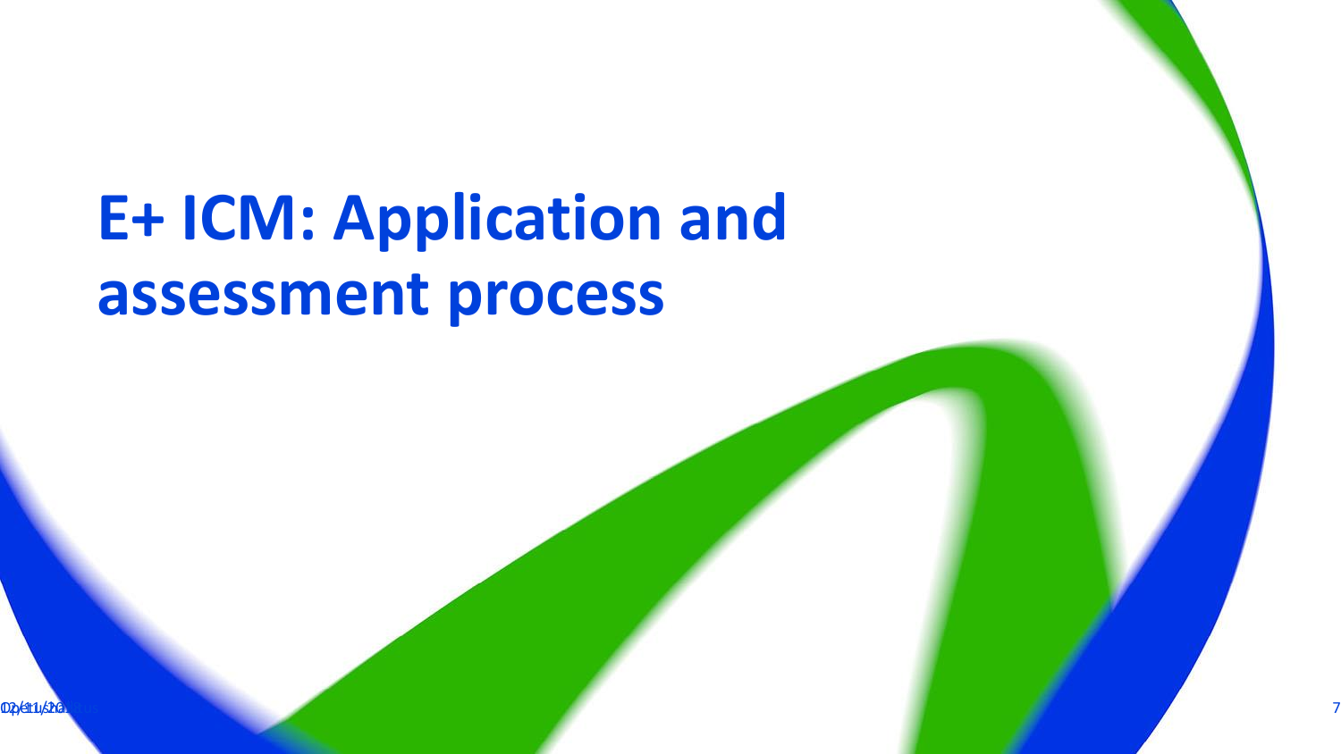# E+ ICM: Application and assessment process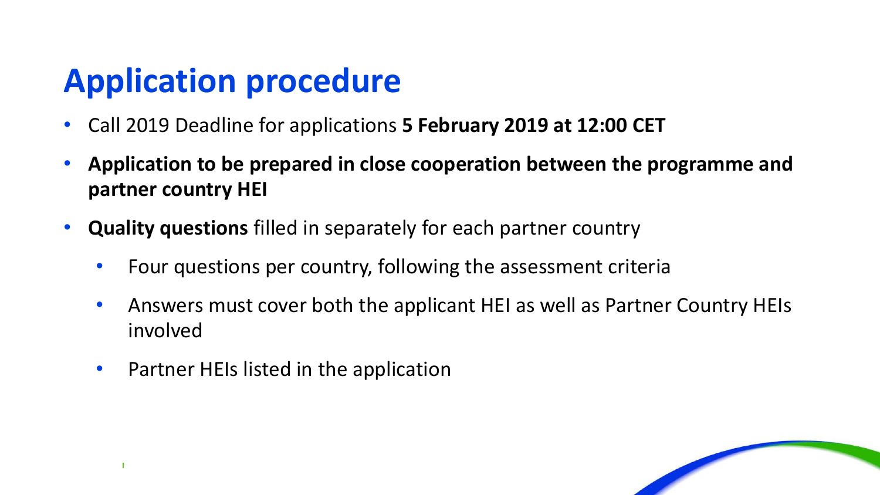# Application procedure

- Call 2019 Deadline for applications **5 February 2019 at 12:00 CET**
- **Application to be prepared in close cooperation between the programme and partner country HEI**
- **Quality questions** filled in separately for each partner country
  - Four questions per country, following the assessment criteria
  - Answers must cover both the applicant HEI as well as Partner Country HEIs involved
  - Partner HEIs listed in the application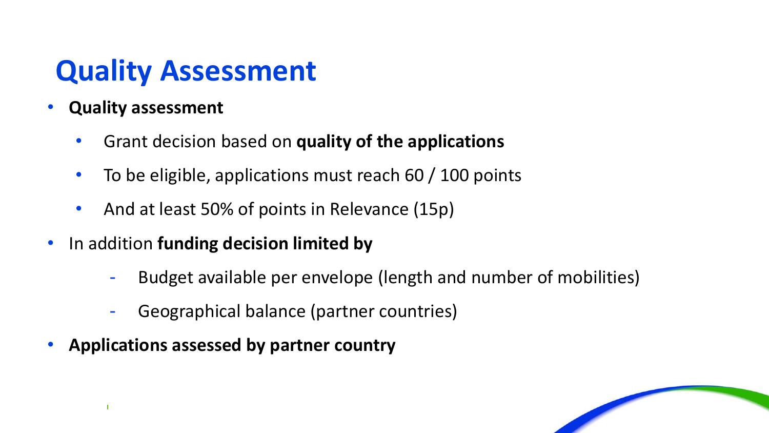# Quality Assessment

- **Quality assessment**
  - Grant decision based on **quality of the applications**
  - To be eligible, applications must reach 60 / 100 points
  - And at least 50% of points in Relevance (15p)
- In addition **funding decision limited by**
  - Budget available per envelope (length and number of mobilities)
  - Geographical balance (partner countries)
- **Applications assessed by partner country**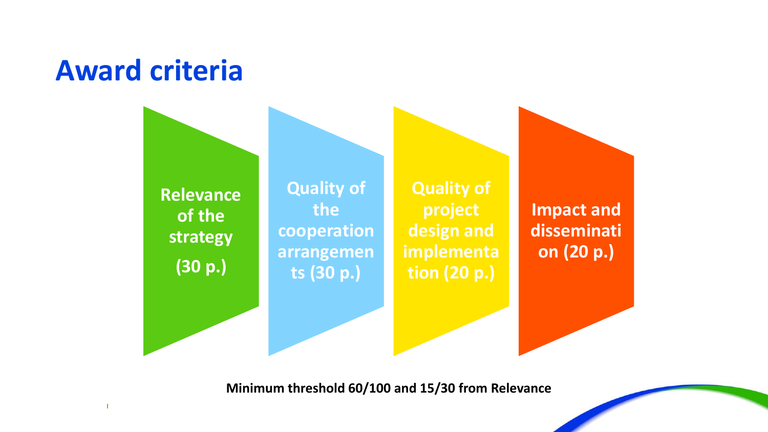# Award criteria

- **Relevance of the strategy (30 p.)**
- **Quality of the cooperation arrangements (30 p.)**
- **Quality of project design and implementation (20 p.)**
- **Impact and dissemination (20 p.)**

**Minimum threshold 60/100 and 15/30 from Relevance**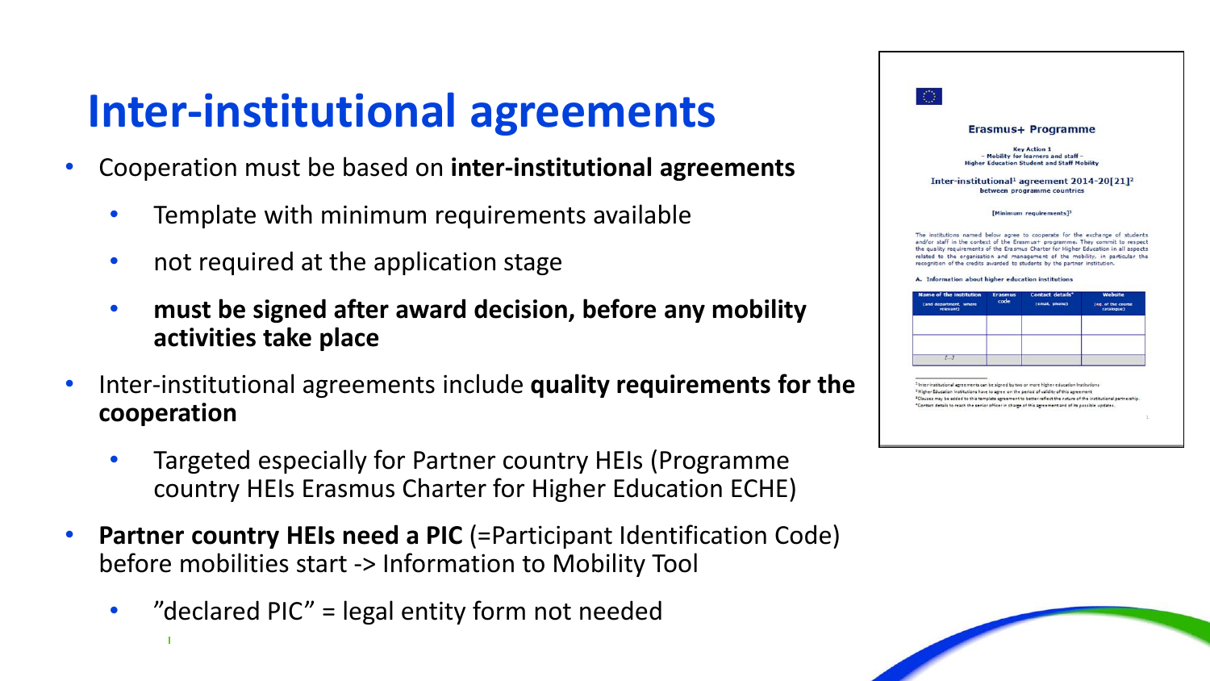# Inter-institutional agreements

- Cooperation must be based on **inter-institutional agreements**
  - Template with minimum requirements available
  - not required at the application stage
  - **must be signed after award decision, before any mobility activities take place**
- Inter-institutional agreements include **quality requirements for the cooperation**
  - Targeted especially for Partner country HEIs (Programme country HEIs Erasmus Charter for Higher Education ECHE)
- **Partner country HEIs need a PIC** (=Participant Identification Code) before mobilities start -> Information to Mobility Tool
  - ”declared PIC” = legal entity form not needed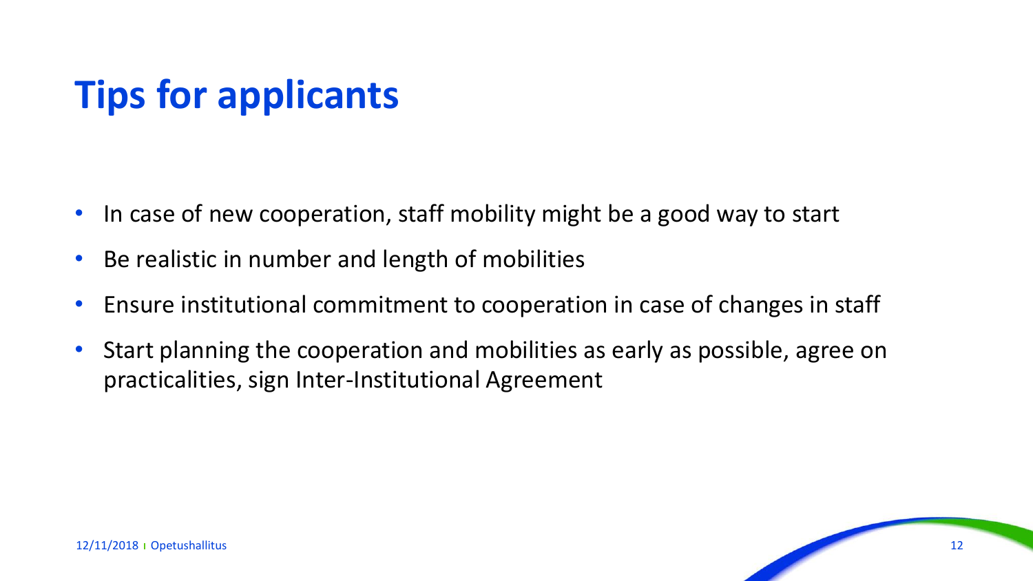# Tips for applicants

- In case of new cooperation, staff mobility might be a good way to start
- Be realistic in number and length of mobilities
- Ensure institutional commitment to cooperation in case of changes in staff
- Start planning the cooperation and mobilities as early as possible, agree on practicalities, sign Inter-Institutional Agreement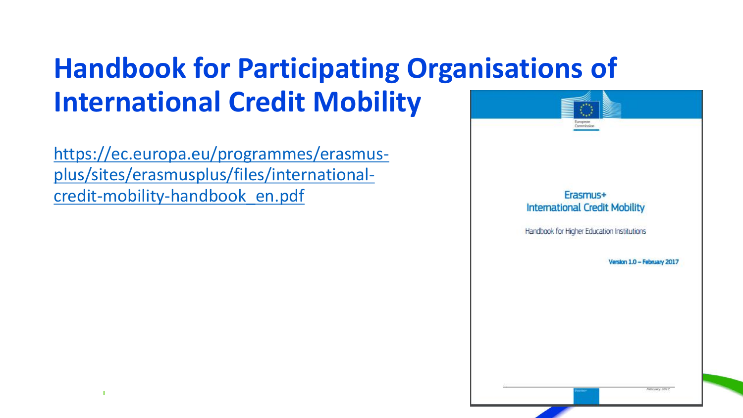# Handbook for Participating Organisations of International Credit Mobility

https://ec.europa.eu/programmes/erasmus-plus/sites/erasmusplus/files/international-credit-mobility-handbook_en.pdf

Erasmus+
International Credit Mobility

Handbook for Higher Education Institutions

Version 1.0 – February 2017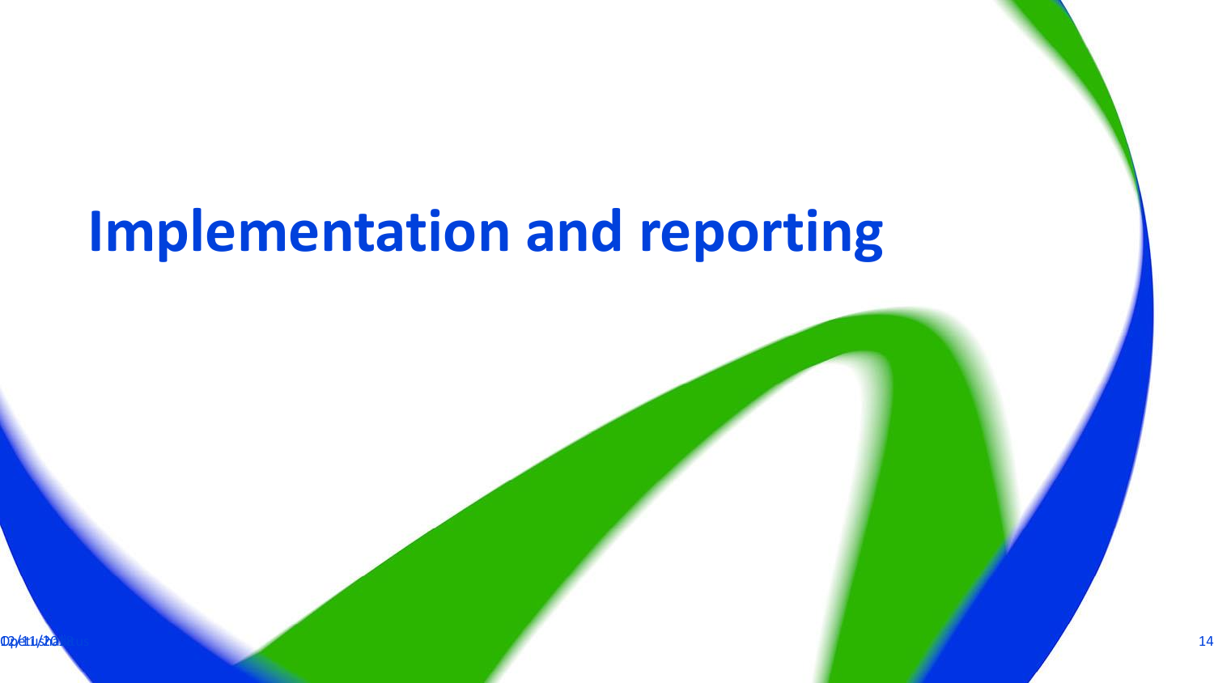# Implementation and reporting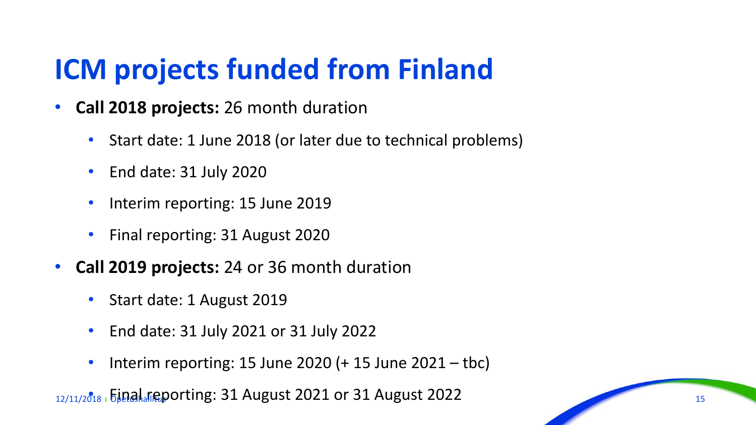# ICM projects funded from Finland

- **Call 2018 projects:** 26 month duration
  - Start date: 1 June 2018 (or later due to technical problems)
  - End date: 31 July 2020
  - Interim reporting: 15 June 2019
  - Final reporting: 31 August 2020
- **Call 2019 projects:** 24 or 36 month duration
  - Start date: 1 August 2019
  - End date: 31 July 2021 or 31 July 2022
  - Interim reporting: 15 June 2020 (+ 15 June 2021 – tbc)
  - Final reporting: 31 August 2021 or 31 August 2022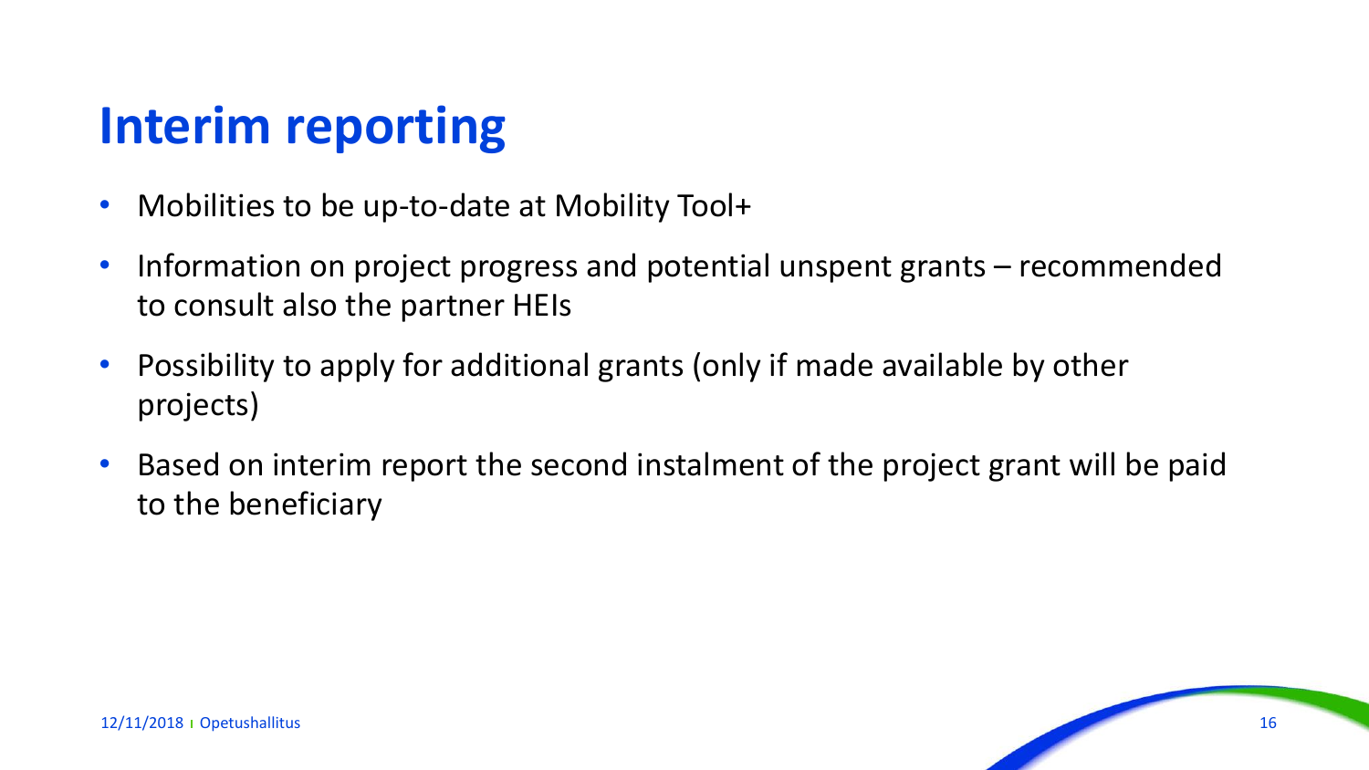# Interim reporting

- Mobilities to be up-to-date at Mobility Tool+
- Information on project progress and potential unspent grants – recommended to consult also the partner HEIs
- Possibility to apply for additional grants (only if made available by other projects)
- Based on interim report the second instalment of the project grant will be paid to the beneficiary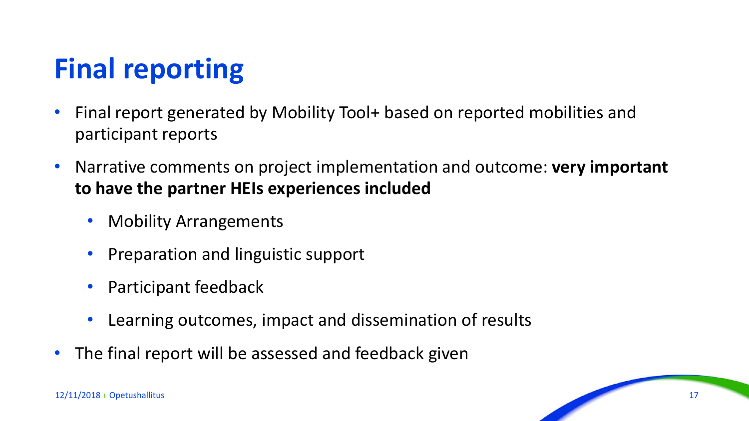# Final reporting

- Final report generated by Mobility Tool+ based on reported mobilities and participant reports
- Narrative comments on project implementation and outcome: **very important to have the partner HEIs experiences included**
  - Mobility Arrangements
  - Preparation and linguistic support
  - Participant feedback
  - Learning outcomes, impact and dissemination of results
- The final report will be assessed and feedback given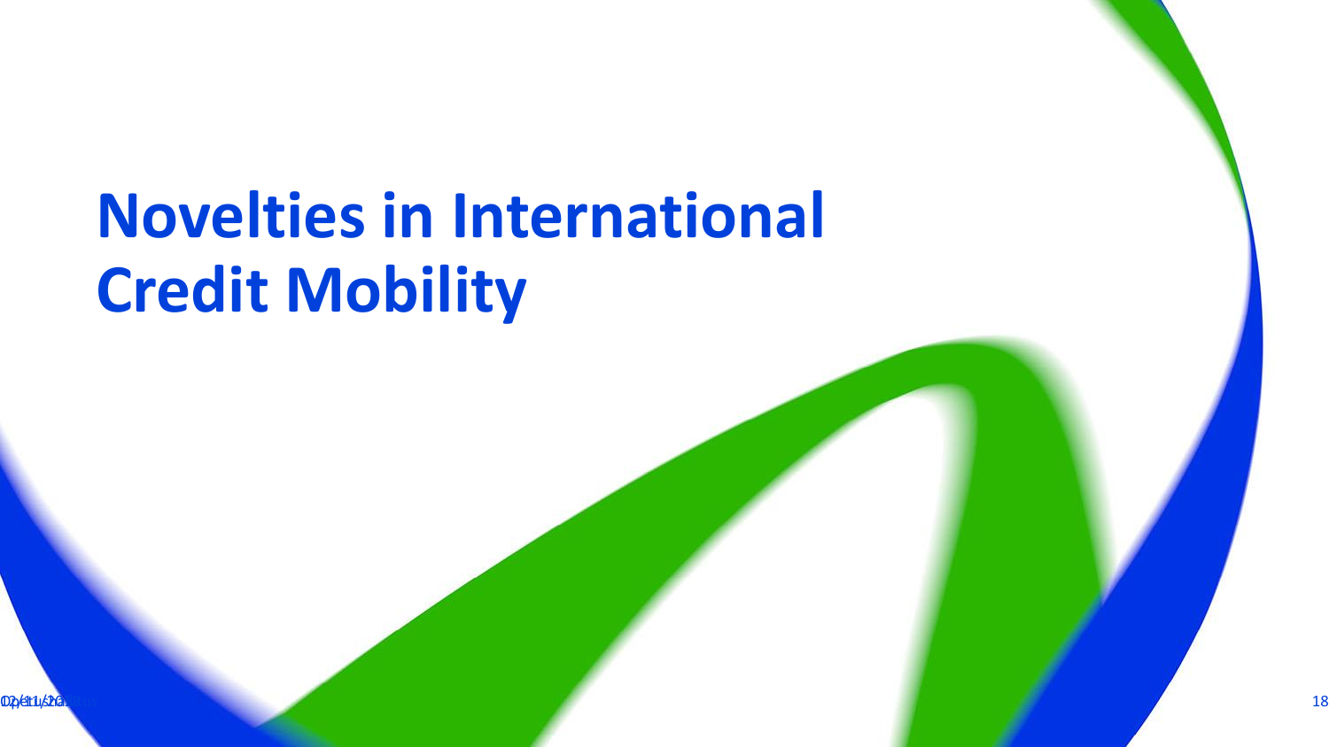# Novelties in International Credit Mobility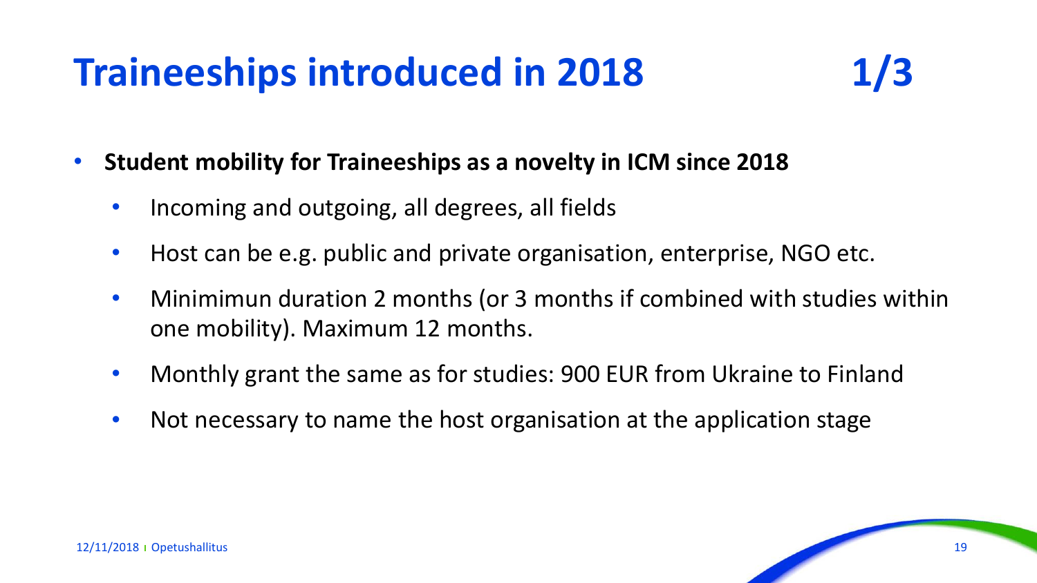# Traineeships introduced in 2018 1/3

- **Student mobility for Traineeships as a novelty in ICM since 2018**
  - Incoming and outgoing, all degrees, all fields
  - Host can be e.g. public and private organisation, enterprise, NGO etc.
  - Minimimun duration 2 months (or 3 months if combined with studies within one mobility). Maximum 12 months.
  - Monthly grant the same as for studies: 900 EUR from Ukraine to Finland
  - Not necessary to name the host organisation at the application stage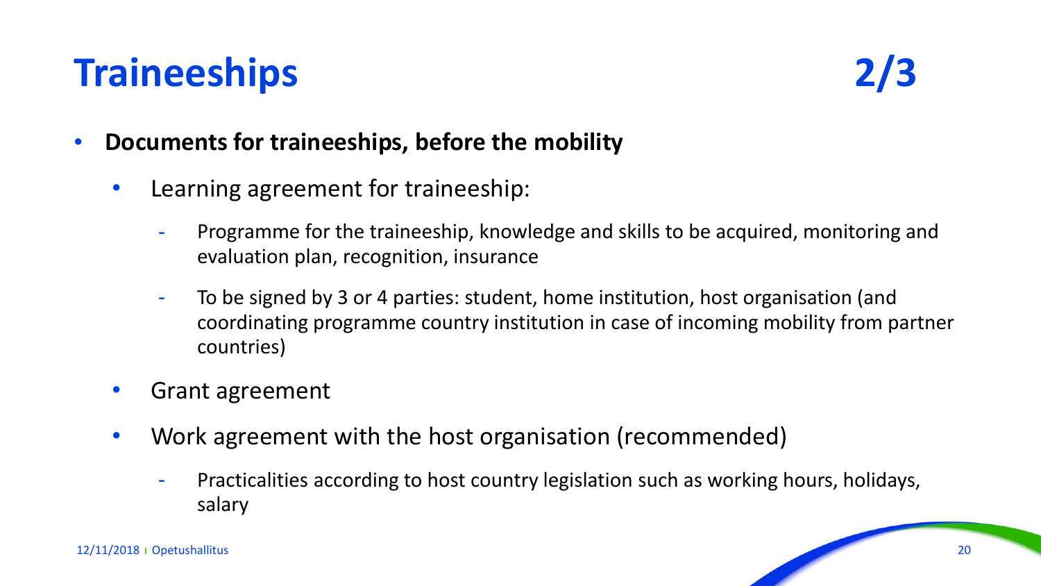# Traineeships 2/3

- **Documents for traineeships, before the mobility**
  - Learning agreement for traineeship:
    - Programme for the traineeship, knowledge and skills to be acquired, monitoring and evaluation plan, recognition, insurance
    - To be signed by 3 or 4 parties: student, home institution, host organisation (and coordinating programme country institution in case of incoming mobility from partner countries)
  - Grant agreement
  - Work agreement with the host organisation (recommended)
    - Practicalities according to host country legislation such as working hours, holidays, salary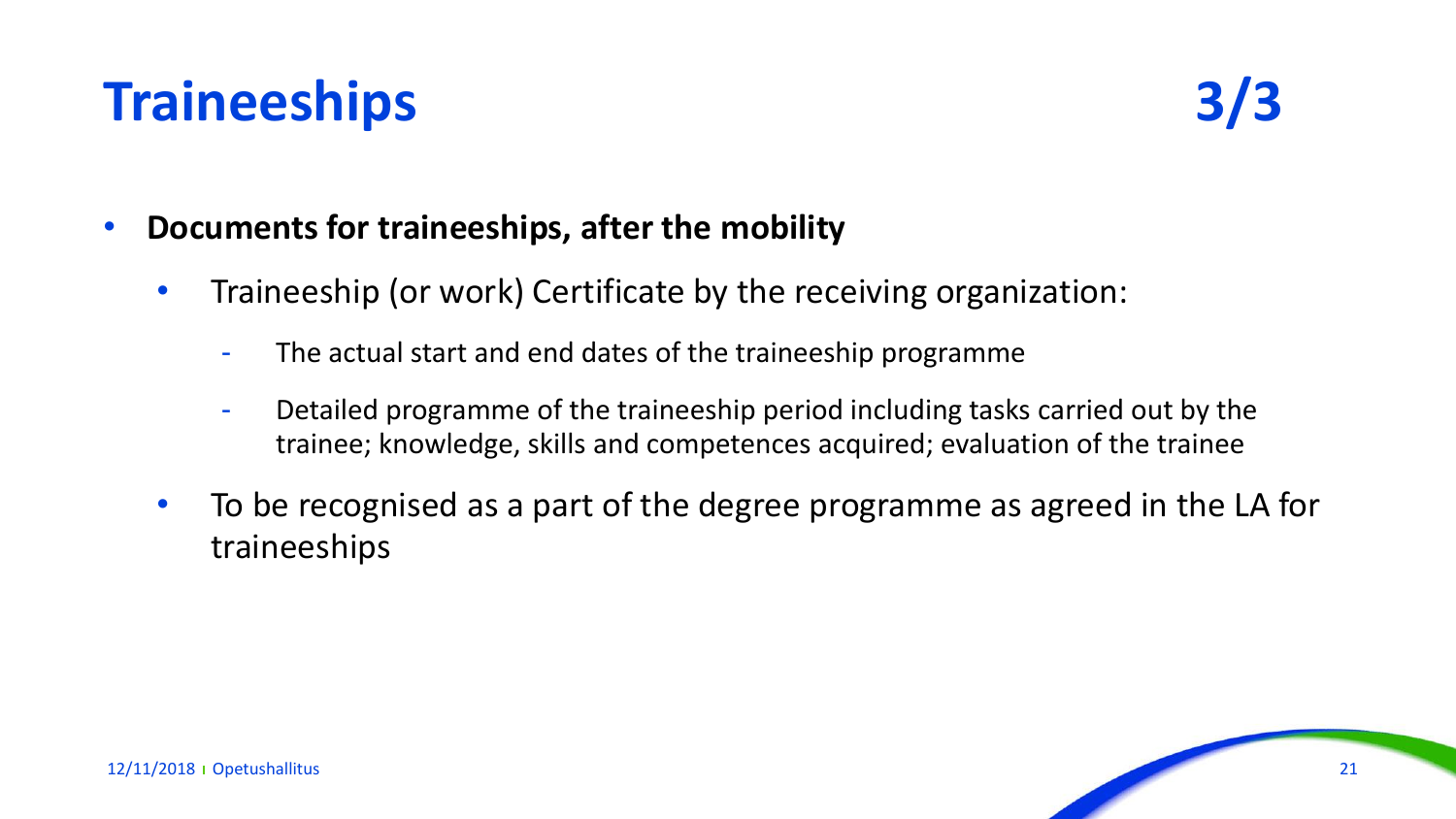# Traineeships 3/3

- **Documents for traineeships, after the mobility**
  - Traineeship (or work) Certificate by the receiving organization:
    - The actual start and end dates of the traineeship programme
    - Detailed programme of the traineeship period including tasks carried out by the trainee; knowledge, skills and competences acquired; evaluation of the trainee
  - To be recognised as a part of the degree programme as agreed in the LA for traineeships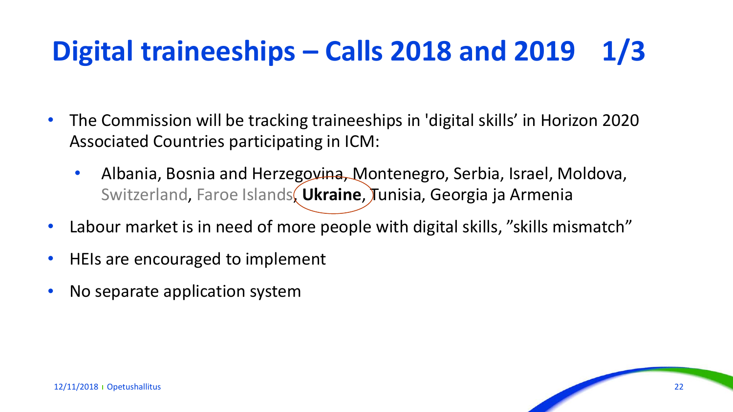# Digital traineeships – Calls 2018 and 2019 1/3

- The Commission will be tracking traineeships in 'digital skills' in Horizon 2020 Associated Countries participating in ICM:
  - Albania, Bosnia and Herzegovina, Montenegro, Serbia, Israel, Moldova, Switzerland, Faroe Islands, **Ukraine**, Tunisia, Georgia ja Armenia
- Labour market is in need of more people with digital skills, ”skills mismatch”
- HEIs are encouraged to implement
- No separate application system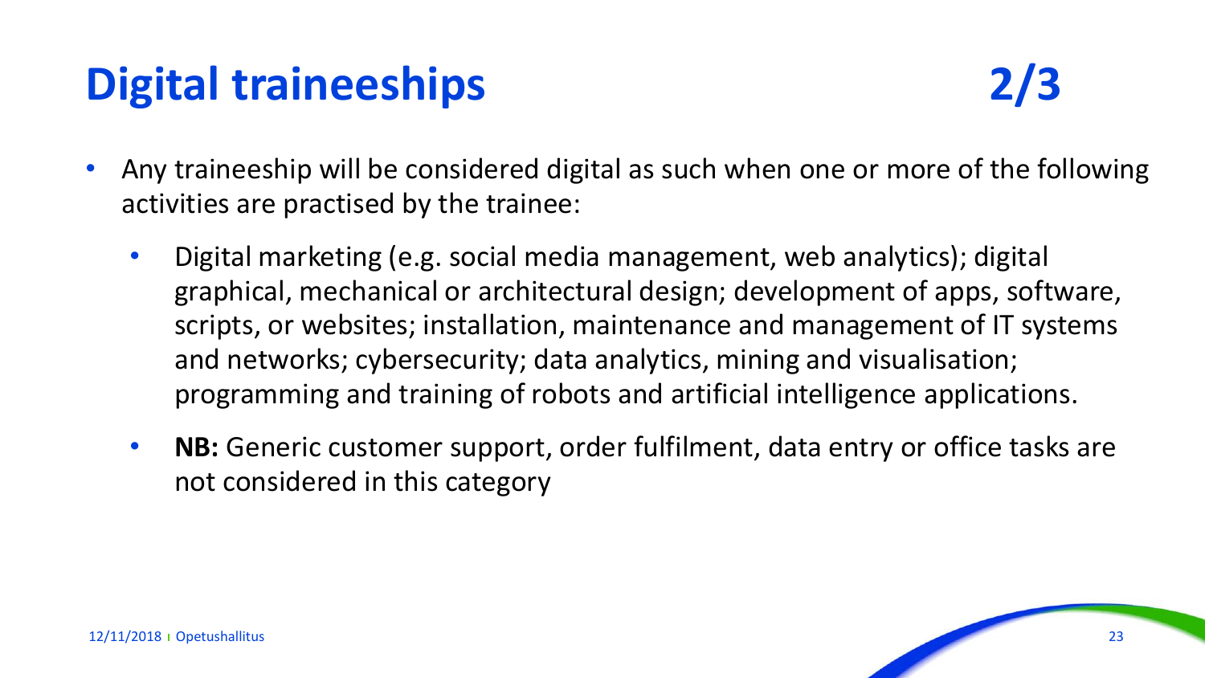# Digital traineeships 2/3

- Any traineeship will be considered digital as such when one or more of the following activities are practised by the trainee:
  - Digital marketing (e.g. social media management, web analytics); digital graphical, mechanical or architectural design; development of apps, software, scripts, or websites; installation, maintenance and management of IT systems and networks; cybersecurity; data analytics, mining and visualisation; programming and training of robots and artificial intelligence applications.
  - **NB:** Generic customer support, order fulfilment, data entry or office tasks are not considered in this category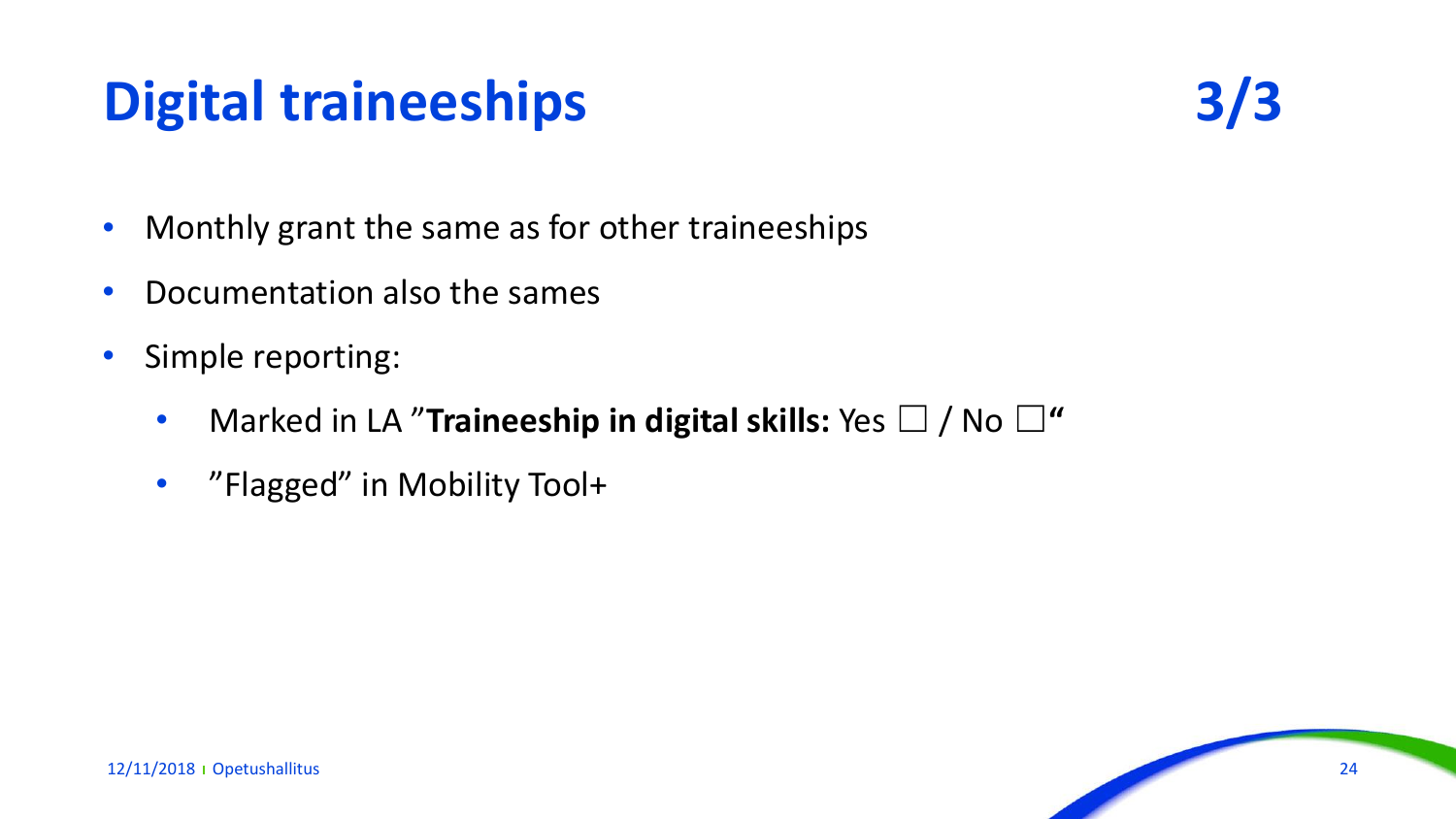# Digital traineeships 3/3

- Monthly grant the same as for other traineeships
- Documentation also the sames
- Simple reporting:
  - Marked in LA ”**Traineeship in digital skills:** Yes ☐ / No ☐**“**
  - ”Flagged” in Mobility Tool+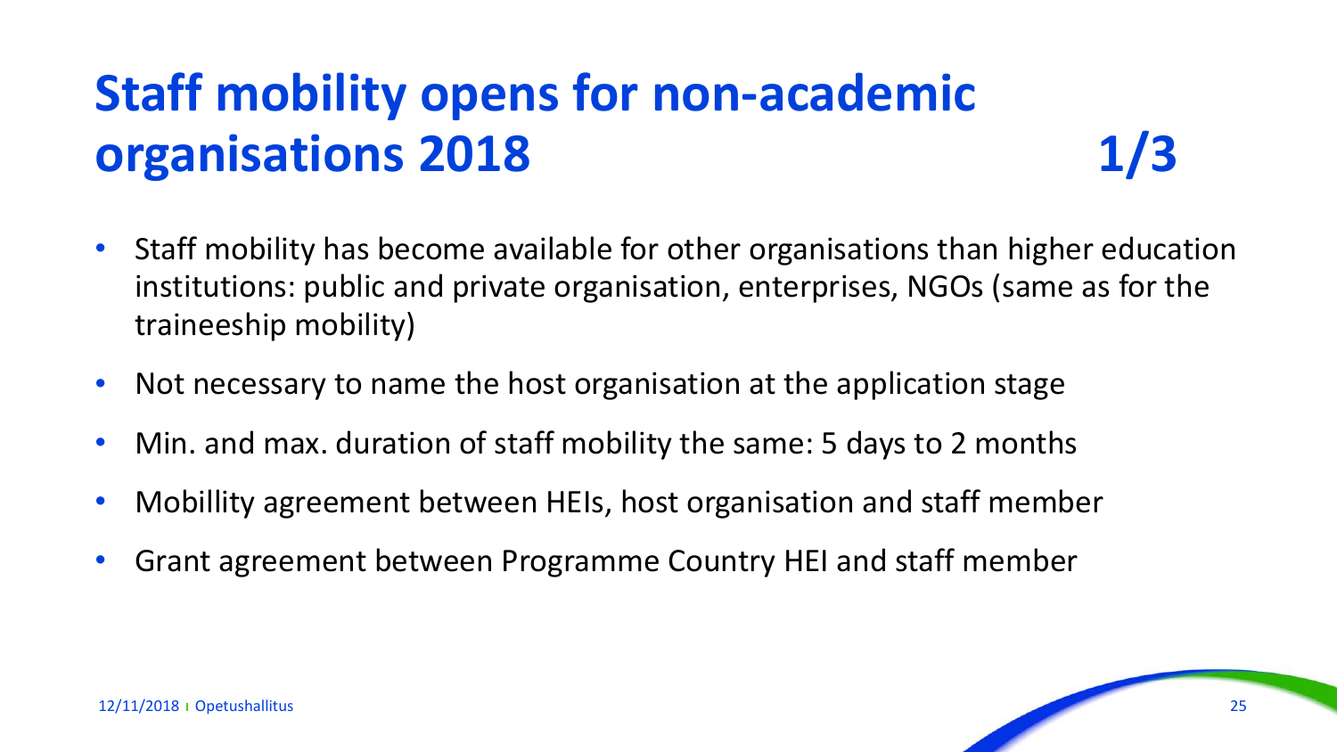# Staff mobility opens for non-academic organisations 2018 1/3

- Staff mobility has become available for other organisations than higher education institutions: public and private organisation, enterprises, NGOs (same as for the traineeship mobility)
- Not necessary to name the host organisation at the application stage
- Min. and max. duration of staff mobility the same: 5 days to 2 months
- Mobillity agreement between HEIs, host organisation and staff member
- Grant agreement between Programme Country HEI and staff member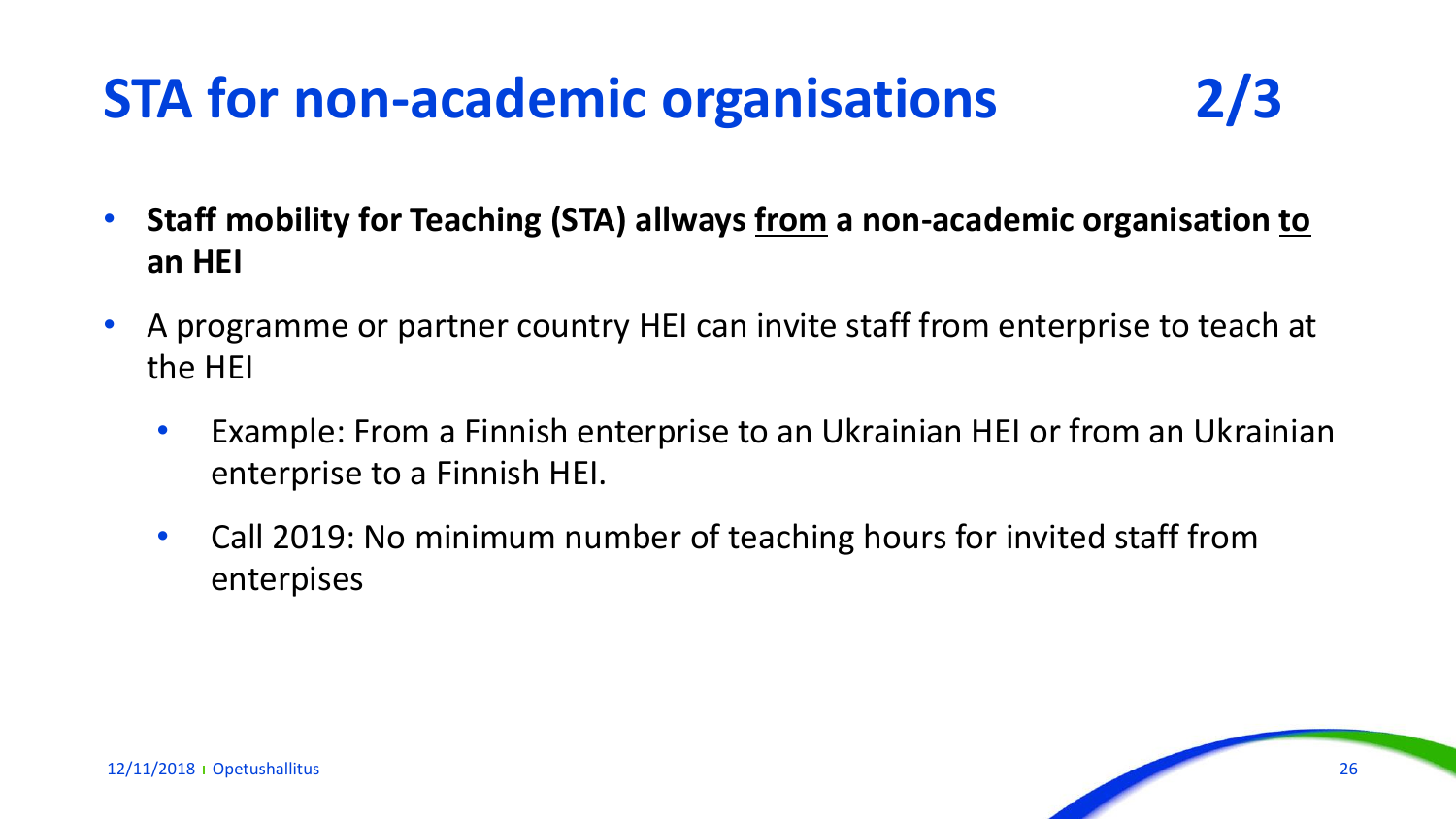# STA for non-academic organisations 2/3

- **Staff mobility for Teaching (STA) allways <u>from</u> a non-academic organisation <u>to</u> an HEI**
- A programme or partner country HEI can invite staff from enterprise to teach at the HEI
  - Example: From a Finnish enterprise to an Ukrainian HEI or from an Ukrainian enterprise to a Finnish HEI.
  - Call 2019: No minimum number of teaching hours for invited staff from enterpises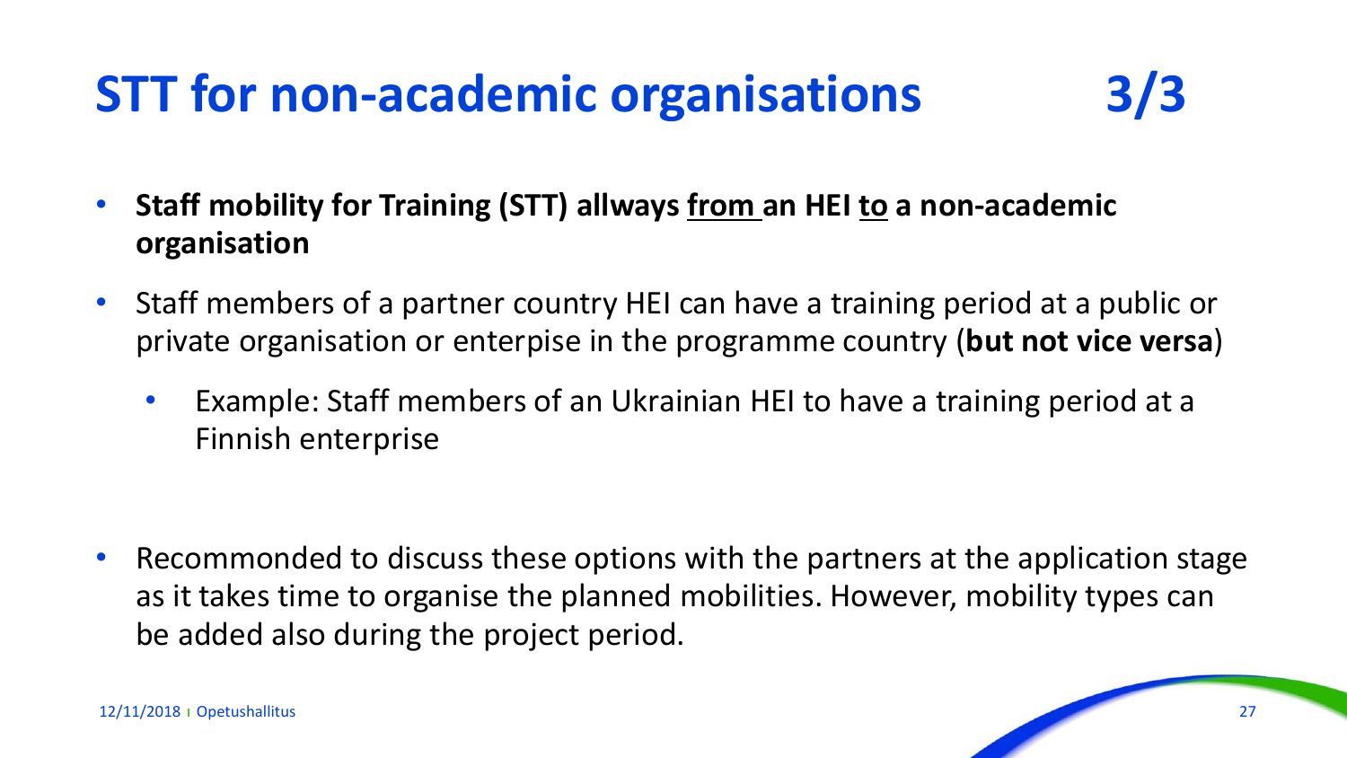# STT for non-academic organisations 3/3

- **Staff mobility for Training (STT) allways <u>from</u> an HEI <u>to</u> a non-academic organisation**
- Staff members of a partner country HEI can have a training period at a public or private organisation or enterpise in the programme country (**but not vice versa**)
  - Example: Staff members of an Ukrainian HEI to have a training period at a Finnish enterprise
- Recommonded to discuss these options with the partners at the application stage as it takes time to organise the planned mobilities. However, mobility types can be added also during the project period.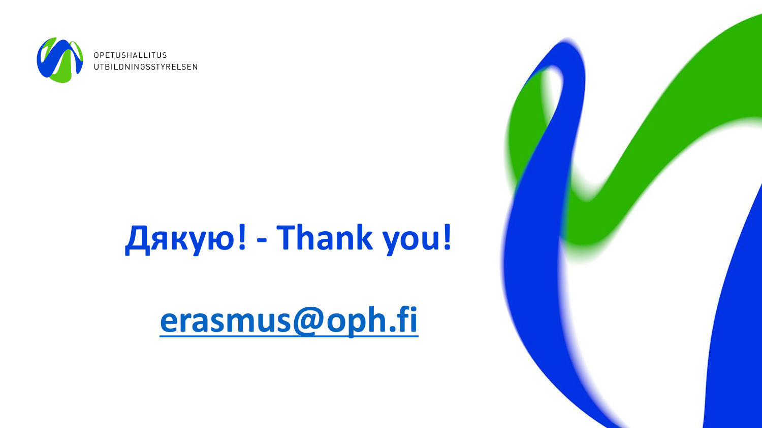OPETUSHALLITUS
UTBILDNINGSSTYRELSEN

# Дякую! - Thank you!

**erasmus@oph.fi**